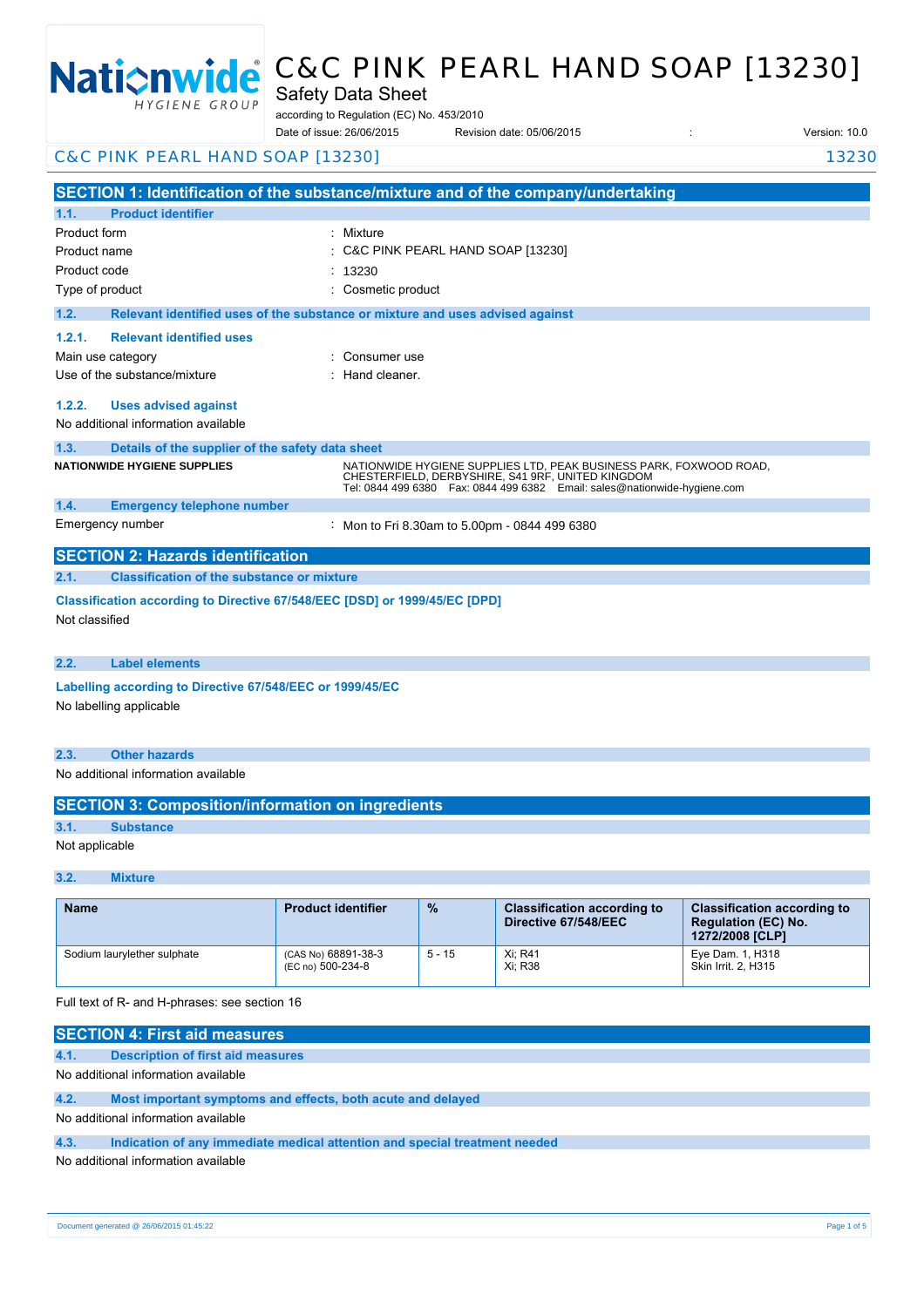# C&C PINK PEARL HAND SOAP [13230]

Safety Data Sheet

according to Regulation (EC) No. 453/2010

Date of issue: 26/06/2015 Revision date: 05/06/2015 : Version: 10.0

## SECTION 1: Identification of the substance/mixture and of the company/undertaking

### 1.1. Product identifier

Product form : Mixture

Product name : C&C PINK PEARL HAND SOAP [13230]

Product code : 13230

Type of product : Cosmetic product

### 1.2. Relevant identified uses of the substance or mixture and uses advised against

#### 1.2.1. Relevant identified uses

Main use category : Consumer use

Use of the substance/mixture : Hand cleaner.

#### 1.2.2. Uses advised against

No additional information available

### 1.3. Details of the supplier of the safety data sheet

**NATIONWIDE HYGIENE SUPPLIES**

NATIONWIDE HYGIENE SUPPLIES LTD, PEAK BUSINESS PARK, FOXWOOD ROAD, CHESTERFIELD, DERBYSHIRE, S41 9RF, UNITED KINGDOM
Tel: 0844 499 6380 Fax: 0844 499 6382 Email: sales@nationwide-hygiene.com

### 1.4. Emergency telephone number

Emergency number : Mon to Fri 8.30am to 5.00pm - 0844 499 6380

## SECTION 2: Hazards identification

### 2.1. Classification of the substance or mixture

**Classification according to Directive 67/548/EEC [DSD] or 1999/45/EC [DPD]**

Not classified

### 2.2. Label elements

**Labelling according to Directive 67/548/EEC or 1999/45/EC**

No labelling applicable

### 2.3. Other hazards

No additional information available

## SECTION 3: Composition/information on ingredients

### 3.1. Substance

Not applicable

### 3.2. Mixture

| Name | Product identifier | % | Classification according to Directive 67/548/EEC | Classification according to Regulation (EC) No. 1272/2008 [CLP] |
|---|---|---|---|---|
| Sodium laurylether sulphate | (CAS No) 68891-38-3<br>(EC no) 500-234-8 | 5 - 15 | Xi; R41<br>Xi; R38 | Eye Dam. 1, H318<br>Skin Irrit. 2, H315 |

Full text of R- and H-phrases: see section 16

## SECTION 4: First aid measures

### 4.1. Description of first aid measures

No additional information available

### 4.2. Most important symptoms and effects, both acute and delayed

No additional information available

### 4.3. Indication of any immediate medical attention and special treatment needed

No additional information available

Document generated @ 26/06/2015 01:45:22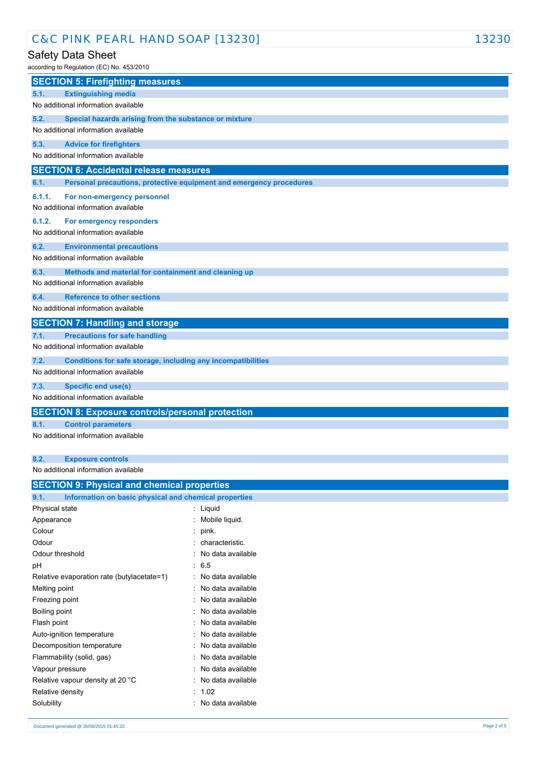## SECTION 5: Firefighting measures

### 5.1. Extinguishing media

No additional information available

### 5.2. Special hazards arising from the substance or mixture

No additional information available

### 5.3. Advice for firefighters

No additional information available

## SECTION 6: Accidental release measures

### 6.1. Personal precautions, protective equipment and emergency procedures

#### 6.1.1. For non-emergency personnel

No additional information available

#### 6.1.2. For emergency responders

No additional information available

### 6.2. Environmental precautions

No additional information available

### 6.3. Methods and material for containment and cleaning up

No additional information available

### 6.4. Reference to other sections

No additional information available

## SECTION 7: Handling and storage

### 7.1. Precautions for safe handling

No additional information available

### 7.2. Conditions for safe storage, including any incompatibilities

No additional information available

### 7.3. Specific end use(s)

No additional information available

## SECTION 8: Exposure controls/personal protection

### 8.1. Control parameters

No additional information available

### 8.2. Exposure controls

No additional information available

## SECTION 9: Physical and chemical properties

### 9.1. Information on basic physical and chemical properties

| Property | Value |
|---|---|
| Physical state | Liquid |
| Appearance | Mobile liquid. |
| Colour | pink. |
| Odour | characteristic. |
| Odour threshold | No data available |
| pH | 6.5 |
| Relative evaporation rate (butylacetate=1) | No data available |
| Melting point | No data available |
| Freezing point | No data available |
| Boiling point | No data available |
| Flash point | No data available |
| Auto-ignition temperature | No data available |
| Decomposition temperature | No data available |
| Flammability (solid, gas) | No data available |
| Vapour pressure | No data available |
| Relative vapour density at 20 °C | No data available |
| Relative density | 1.02 |
| Solubility | No data available |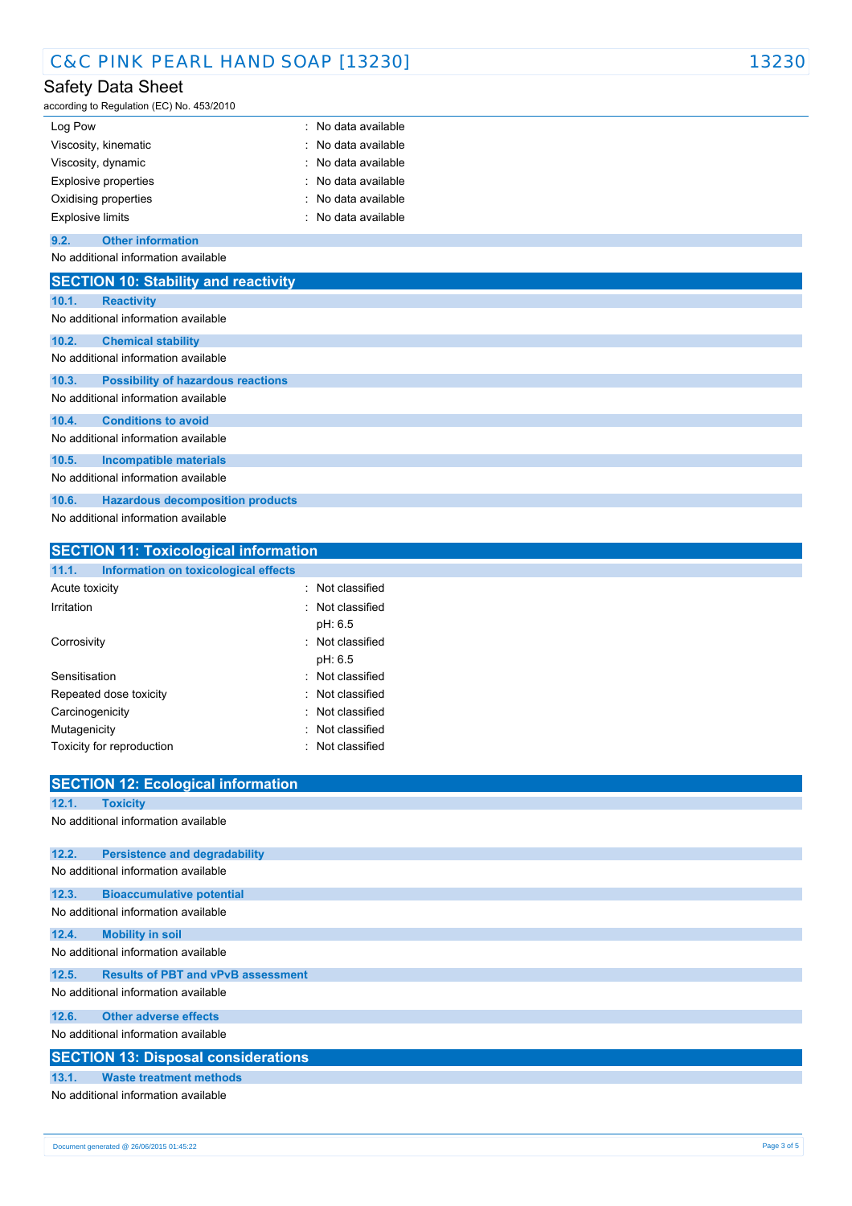| | |
|---|---|
| Log Pow | : No data available |
| Viscosity, kinematic | : No data available |
| Viscosity, dynamic | : No data available |
| Explosive properties | : No data available |
| Oxidising properties | : No data available |
| Explosive limits | : No data available |

### 9.2. Other information

No additional information available

## SECTION 10: Stability and reactivity

### 10.1. Reactivity

No additional information available

### 10.2. Chemical stability

No additional information available

### 10.3. Possibility of hazardous reactions

No additional information available

### 10.4. Conditions to avoid

No additional information available

### 10.5. Incompatible materials

No additional information available

### 10.6. Hazardous decomposition products

No additional information available

## SECTION 11: Toxicological information

### 11.1. Information on toxicological effects

| | |
|---|---|
| Acute toxicity | : Not classified |
| Irritation | : Not classified<br>pH: 6.5 |
| Corrosivity | : Not classified<br>pH: 6.5 |
| Sensitisation | : Not classified |
| Repeated dose toxicity | : Not classified |
| Carcinogenicity | : Not classified |
| Mutagenicity | : Not classified |
| Toxicity for reproduction | : Not classified |

## SECTION 12: Ecological information

### 12.1. Toxicity

No additional information available

### 12.2. Persistence and degradability

No additional information available

### 12.3. Bioaccumulative potential

No additional information available

### 12.4. Mobility in soil

No additional information available

### 12.5. Results of PBT and vPvB assessment

No additional information available

### 12.6. Other adverse effects

No additional information available

## SECTION 13: Disposal considerations

### 13.1. Waste treatment methods

No additional information available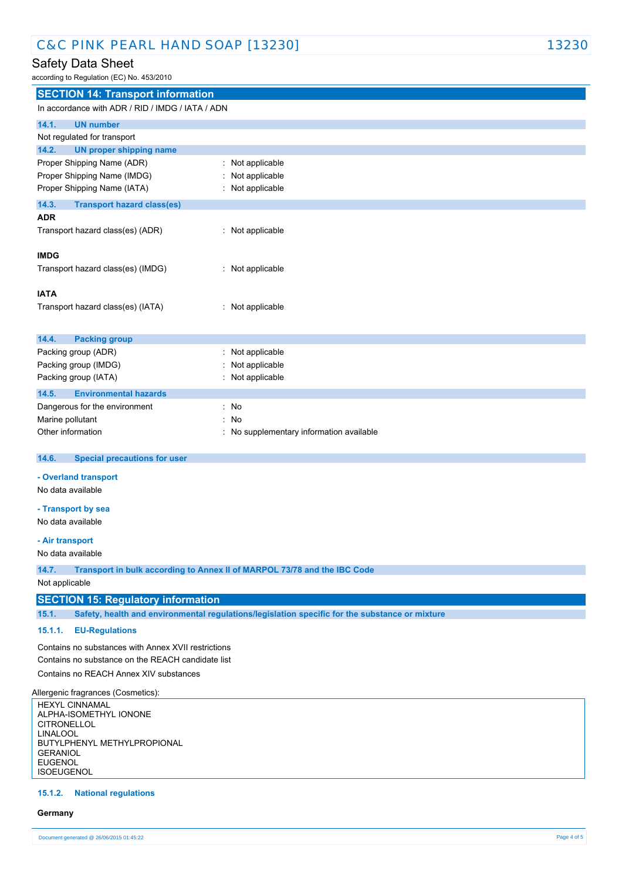## SECTION 14: Transport information

In accordance with ADR / RID / IMDG / IATA / ADN

### 14.1. UN number

Not regulated for transport

### 14.2. UN proper shipping name

| | |
|---|---|
| Proper Shipping Name (ADR) | : Not applicable |
| Proper Shipping Name (IMDG) | : Not applicable |
| Proper Shipping Name (IATA) | : Not applicable |

### 14.3. Transport hazard class(es)

**ADR**

| | |
|---|---|
| Transport hazard class(es) (ADR) | : Not applicable |

**IMDG**

| | |
|---|---|
| Transport hazard class(es) (IMDG) | : Not applicable |

**IATA**

| | |
|---|---|
| Transport hazard class(es) (IATA) | : Not applicable |

### 14.4. Packing group

| | |
|---|---|
| Packing group (ADR) | : Not applicable |
| Packing group (IMDG) | : Not applicable |
| Packing group (IATA) | : Not applicable |

### 14.5. Environmental hazards

| | |
|---|---|
| Dangerous for the environment | : No |
| Marine pollutant | : No |
| Other information | : No supplementary information available |

### 14.6. Special precautions for user

**- Overland transport**

No data available

**- Transport by sea**

No data available

**- Air transport**

No data available

### 14.7. Transport in bulk according to Annex II of MARPOL 73/78 and the IBC Code

Not applicable

## SECTION 15: Regulatory information

### 15.1. Safety, health and environmental regulations/legislation specific for the substance or mixture

#### 15.1.1. EU-Regulations

Contains no substances with Annex XVII restrictions

Contains no substance on the REACH candidate list

Contains no REACH Annex XIV substances

Allergenic fragrances (Cosmetics):

HEXYL CINNAMAL
ALPHA-ISOMETHYL IONONE
CITRONELLOL
LINALOOL
BUTYLPHENYL METHYLPROPIONAL
GERANIOL
EUGENOL
ISOEUGENOL

#### 15.1.2. National regulations

**Germany**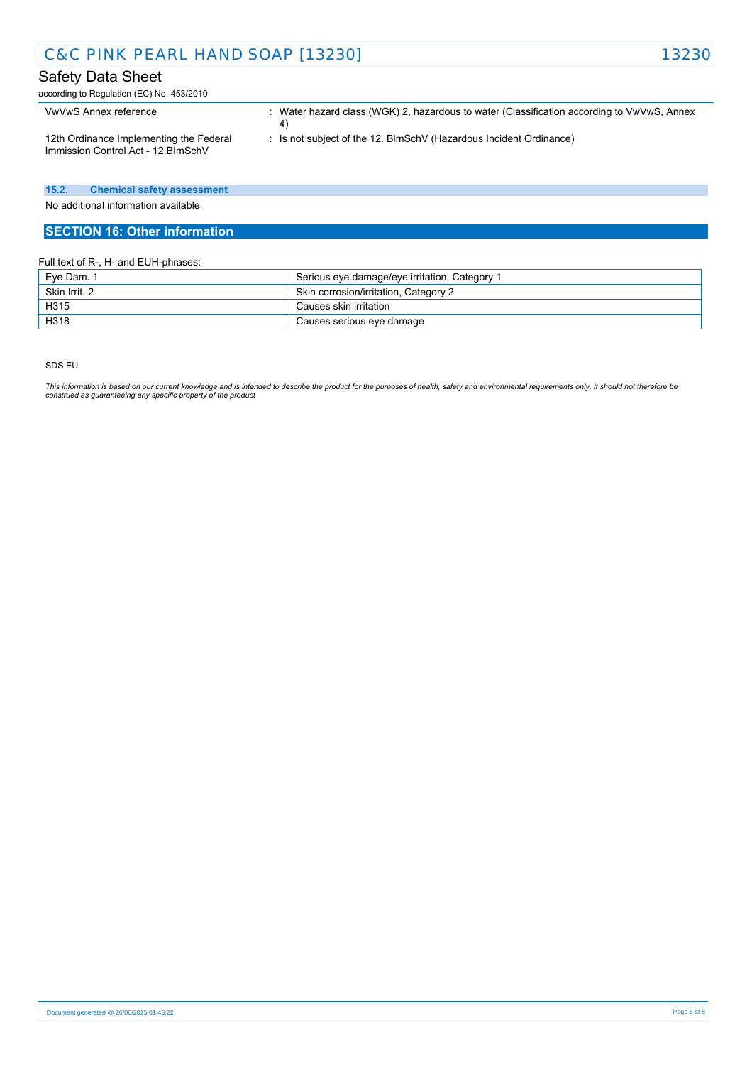| | | |
|---|---|---|
| VwVwS Annex reference | : | Water hazard class (WGK) 2, hazardous to water (Classification according to VwVwS, Annex 4) |
| 12th Ordinance Implementing the Federal Immission Control Act - 12.BImSchV | : | Is not subject of the 12. BlmSchV (Hazardous Incident Ordinance) |

### 15.2. Chemical safety assessment

No additional information available

## SECTION 16: Other information

Full text of R-, H- and EUH-phrases:

| | |
|---|---|
| Eye Dam. 1 | Serious eye damage/eye irritation, Category 1 |
| Skin Irrit. 2 | Skin corrosion/irritation, Category 2 |
| H315 | Causes skin irritation |
| H318 | Causes serious eye damage |

SDS EU

*This information is based on our current knowledge and is intended to describe the product for the purposes of health, safety and environmental requirements only. It should not therefore be construed as guaranteeing any specific property of the product*